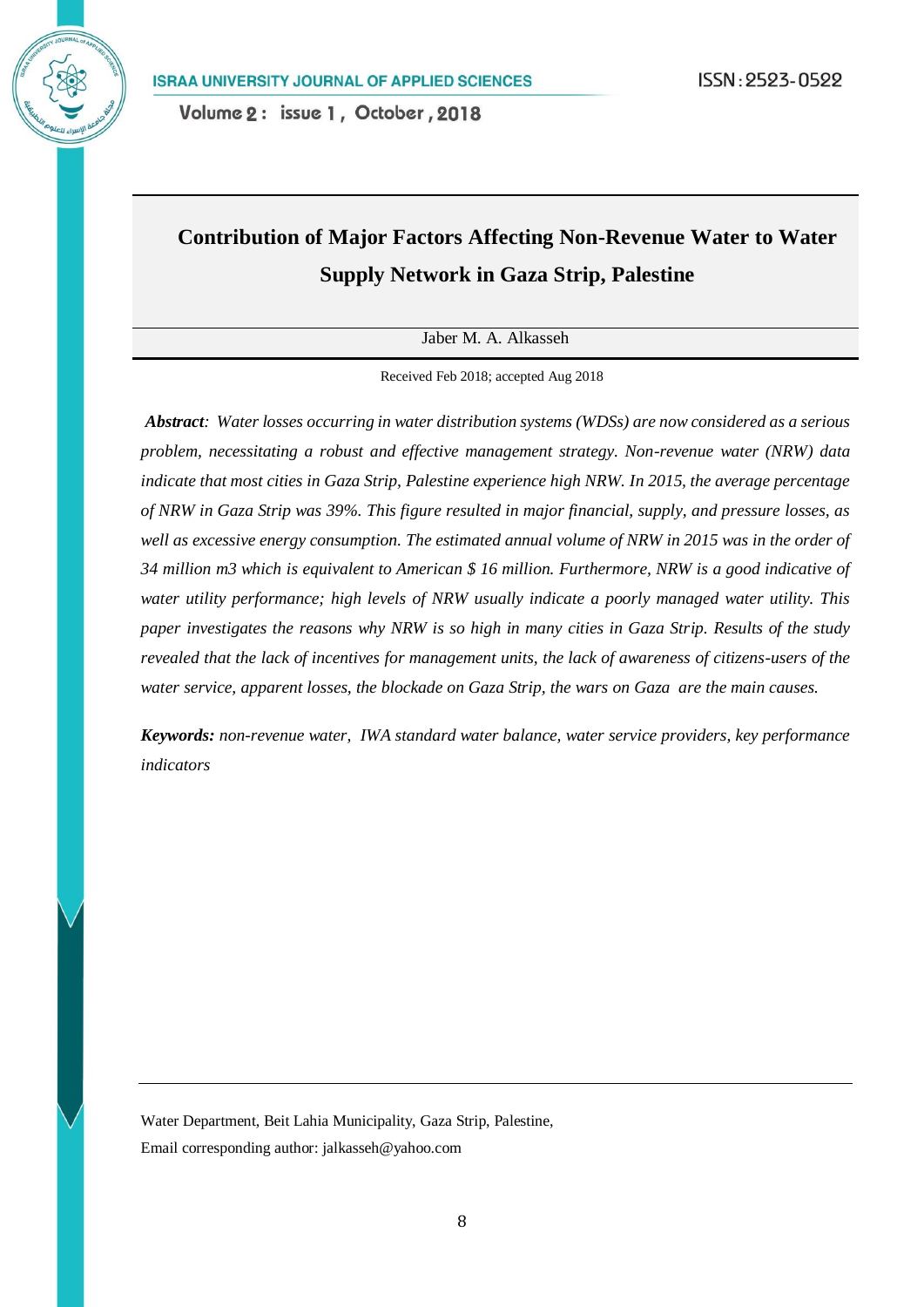# Contribution of Major Factors Affecting Non-Revenue Water to Water Supply Network in Gaza Strip, Palestine

Jaber M. A. Alkasseh

Received Feb 2018; accepted Aug 2018

***Abstract**: Water losses occurring in water distribution systems (WDSs) are now considered as a serious problem, necessitating a robust and effective management strategy. Non-revenue water (NRW) data indicate that most cities in Gaza Strip, Palestine experience high NRW. In 2015, the average percentage of NRW in Gaza Strip was 39%. This figure resulted in major financial, supply, and pressure losses, as well as excessive energy consumption. The estimated annual volume of NRW in 2015 was in the order of 34 million m3 which is equivalent to American $ 16 million. Furthermore, NRW is a good indicative of water utility performance; high levels of NRW usually indicate a poorly managed water utility. This paper investigates the reasons why NRW is so high in many cities in Gaza Strip. Results of the study revealed that the lack of incentives for management units, the lack of awareness of citizens-users of the water service, apparent losses, the blockade on Gaza Strip, the wars on Gaza are the main causes.*

***Keywords:** non-revenue water, IWA standard water balance, water service providers, key performance indicators*

---

Water Department, Beit Lahia Municipality, Gaza Strip, Palestine,

Email corresponding author: jalkasseh@yahoo.com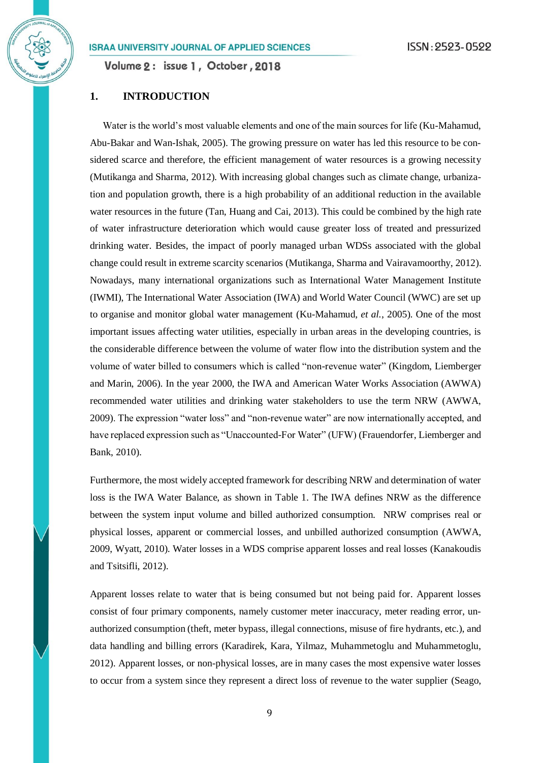## 1. INTRODUCTION

Water is the world's most valuable elements and one of the main sources for life (Ku-Mahamud, Abu-Bakar and Wan-Ishak, 2005). The growing pressure on water has led this resource to be considered scarce and therefore, the efficient management of water resources is a growing necessity (Mutikanga and Sharma, 2012). With increasing global changes such as climate change, urbanization and population growth, there is a high probability of an additional reduction in the available water resources in the future (Tan, Huang and Cai, 2013). This could be combined by the high rate of water infrastructure deterioration which would cause greater loss of treated and pressurized drinking water. Besides, the impact of poorly managed urban WDSs associated with the global change could result in extreme scarcity scenarios (Mutikanga, Sharma and Vairavamoorthy, 2012). Nowadays, many international organizations such as International Water Management Institute (IWMI), The International Water Association (IWA) and World Water Council (WWC) are set up to organise and monitor global water management (Ku-Mahamud, *et al.*, 2005). One of the most important issues affecting water utilities, especially in urban areas in the developing countries, is the considerable difference between the volume of water flow into the distribution system and the volume of water billed to consumers which is called "non-revenue water" (Kingdom, Liemberger and Marin, 2006). In the year 2000, the IWA and American Water Works Association (AWWA) recommended water utilities and drinking water stakeholders to use the term NRW (AWWA, 2009). The expression "water loss" and "non-revenue water" are now internationally accepted, and have replaced expression such as "Unaccounted-For Water" (UFW) (Frauendorfer, Liemberger and Bank, 2010).

Furthermore, the most widely accepted framework for describing NRW and determination of water loss is the IWA Water Balance, as shown in Table 1. The IWA defines NRW as the difference between the system input volume and billed authorized consumption. NRW comprises real or physical losses, apparent or commercial losses, and unbilled authorized consumption (AWWA, 2009, Wyatt, 2010). Water losses in a WDS comprise apparent losses and real losses (Kanakoudis and Tsitsifli, 2012).

Apparent losses relate to water that is being consumed but not being paid for. Apparent losses consist of four primary components, namely customer meter inaccuracy, meter reading error, unauthorized consumption (theft, meter bypass, illegal connections, misuse of fire hydrants, etc.), and data handling and billing errors (Karadirek, Kara, Yilmaz, Muhammetoglu and Muhammetoglu, 2012). Apparent losses, or non-physical losses, are in many cases the most expensive water losses to occur from a system since they represent a direct loss of revenue to the water supplier (Seago,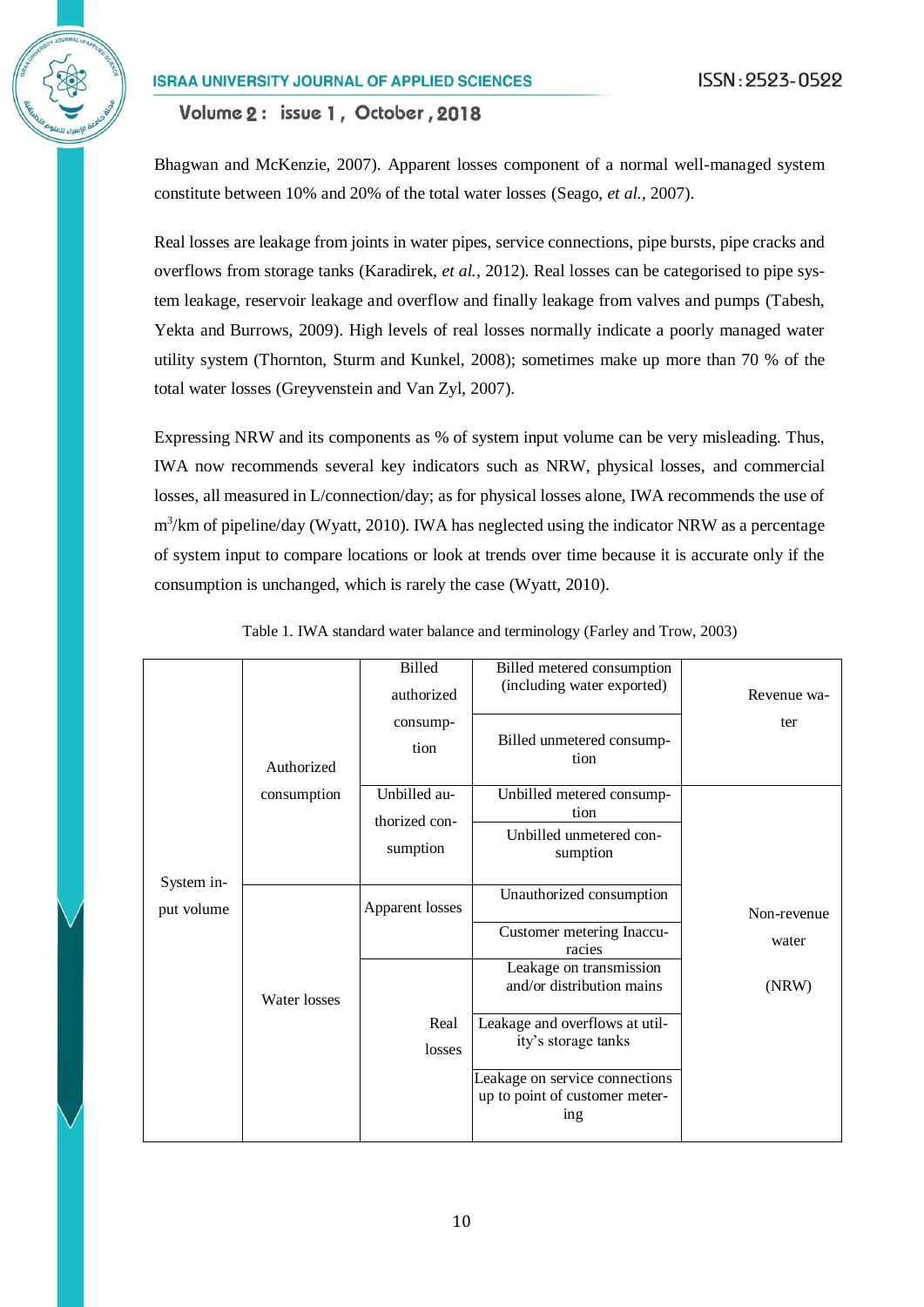Bhagwan and McKenzie, 2007). Apparent losses component of a normal well-managed system constitute between 10% and 20% of the total water losses (Seago, *et al.*, 2007).

Real losses are leakage from joints in water pipes, service connections, pipe bursts, pipe cracks and overflows from storage tanks (Karadirek, *et al.*, 2012). Real losses can be categorised to pipe system leakage, reservoir leakage and overflow and finally leakage from valves and pumps (Tabesh, Yekta and Burrows, 2009). High levels of real losses normally indicate a poorly managed water utility system (Thornton, Sturm and Kunkel, 2008); sometimes make up more than 70 % of the total water losses (Greyvenstein and Van Zyl, 2007).

Expressing NRW and its components as % of system input volume can be very misleading. Thus, IWA now recommends several key indicators such as NRW, physical losses, and commercial losses, all measured in L/connection/day; as for physical losses alone, IWA recommends the use of $m^3$/km of pipeline/day (Wyatt, 2010). IWA has neglected using the indicator NRW as a percentage of system input to compare locations or look at trends over time because it is accurate only if the consumption is unchanged, which is rarely the case (Wyatt, 2010).

Table 1. IWA standard water balance and terminology (Farley and Trow, 2003)

| | | | | |
|---|---|---|---|---|
| System input volume | Authorized consumption | Billed authorized consumption | Billed metered consumption (including water exported) | Revenue water |
| | | | Billed unmetered consumption | |
| | | Unbilled authorized consumption | Unbilled metered consumption | Non-revenue water (NRW) |
| | | | Unbilled unmetered consumption | |
| | Water losses | Apparent losses | Unauthorized consumption | |
| | | | Customer metering Inaccuracies | |
| | | Real losses | Leakage on transmission and/or distribution mains | |
| | | | Leakage and overflows at utility's storage tanks | |
| | | | Leakage on service connections up to point of customer metering | |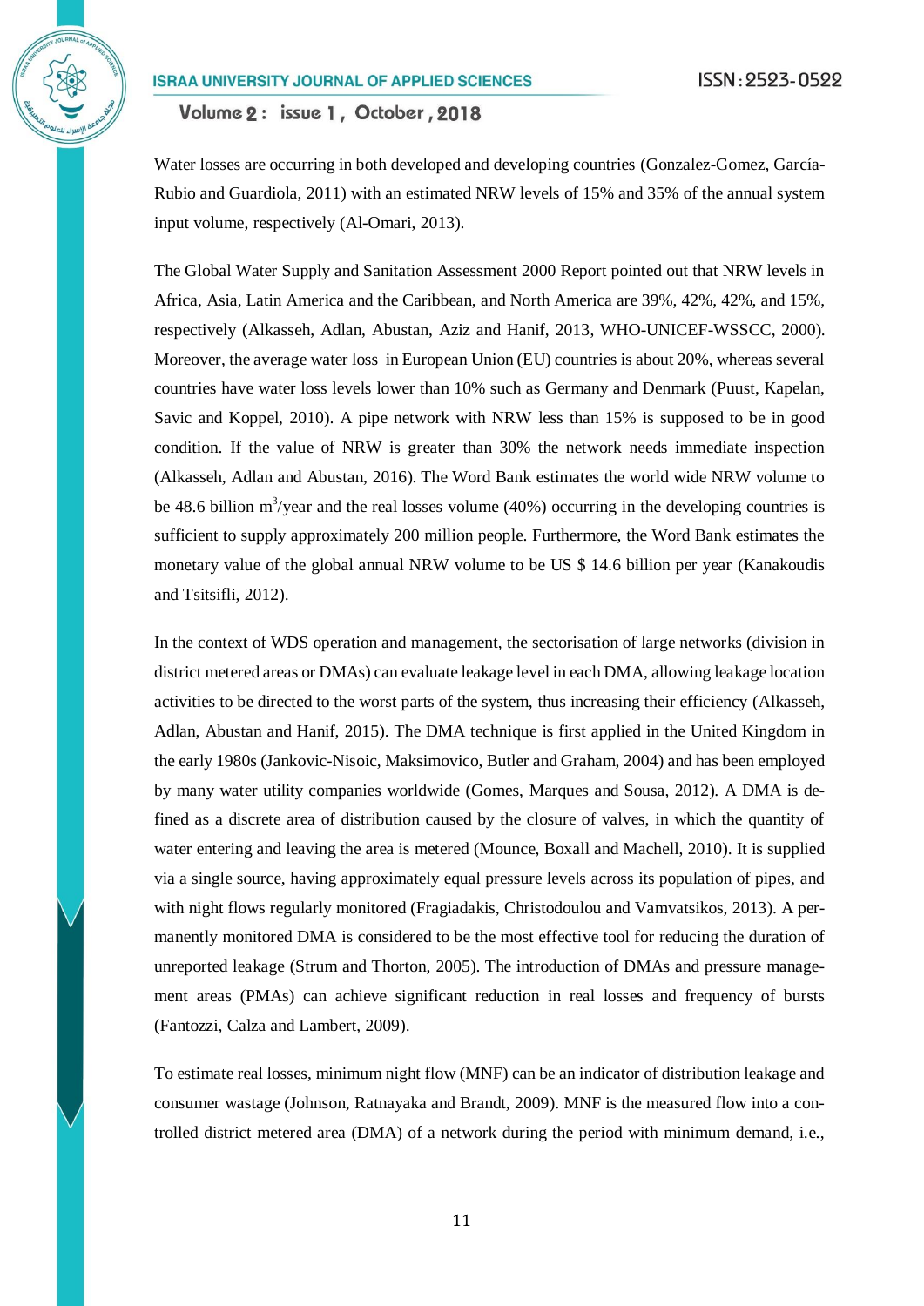Water losses are occurring in both developed and developing countries (Gonzalez-Gomez, García-Rubio and Guardiola, 2011) with an estimated NRW levels of 15% and 35% of the annual system input volume, respectively (Al-Omari, 2013).

The Global Water Supply and Sanitation Assessment 2000 Report pointed out that NRW levels in Africa, Asia, Latin America and the Caribbean, and North America are 39%, 42%, 42%, and 15%, respectively (Alkasseh, Adlan, Abustan, Aziz and Hanif, 2013, WHO-UNICEF-WSSCC, 2000). Moreover, the average water loss in European Union (EU) countries is about 20%, whereas several countries have water loss levels lower than 10% such as Germany and Denmark (Puust, Kapelan, Savic and Koppel, 2010). A pipe network with NRW less than 15% is supposed to be in good condition. If the value of NRW is greater than 30% the network needs immediate inspection (Alkasseh, Adlan and Abustan, 2016). The Word Bank estimates the world wide NRW volume to be 48.6 billion $m^3$/year and the real losses volume (40%) occurring in the developing countries is sufficient to supply approximately 200 million people. Furthermore, the Word Bank estimates the monetary value of the global annual NRW volume to be US $ 14.6 billion per year (Kanakoudis and Tsitsifli, 2012).

In the context of WDS operation and management, the sectorisation of large networks (division in district metered areas or DMAs) can evaluate leakage level in each DMA, allowing leakage location activities to be directed to the worst parts of the system, thus increasing their efficiency (Alkasseh, Adlan, Abustan and Hanif, 2015). The DMA technique is first applied in the United Kingdom in the early 1980s (Jankovic-Nisoic, Maksimovico, Butler and Graham, 2004) and has been employed by many water utility companies worldwide (Gomes, Marques and Sousa, 2012). A DMA is defined as a discrete area of distribution caused by the closure of valves, in which the quantity of water entering and leaving the area is metered (Mounce, Boxall and Machell, 2010). It is supplied via a single source, having approximately equal pressure levels across its population of pipes, and with night flows regularly monitored (Fragiadakis, Christodoulou and Vamvatsikos, 2013). A permanently monitored DMA is considered to be the most effective tool for reducing the duration of unreported leakage (Strum and Thorton, 2005). The introduction of DMAs and pressure management areas (PMAs) can achieve significant reduction in real losses and frequency of bursts (Fantozzi, Calza and Lambert, 2009).

To estimate real losses, minimum night flow (MNF) can be an indicator of distribution leakage and consumer wastage (Johnson, Ratnayaka and Brandt, 2009). MNF is the measured flow into a controlled district metered area (DMA) of a network during the period with minimum demand, i.e.,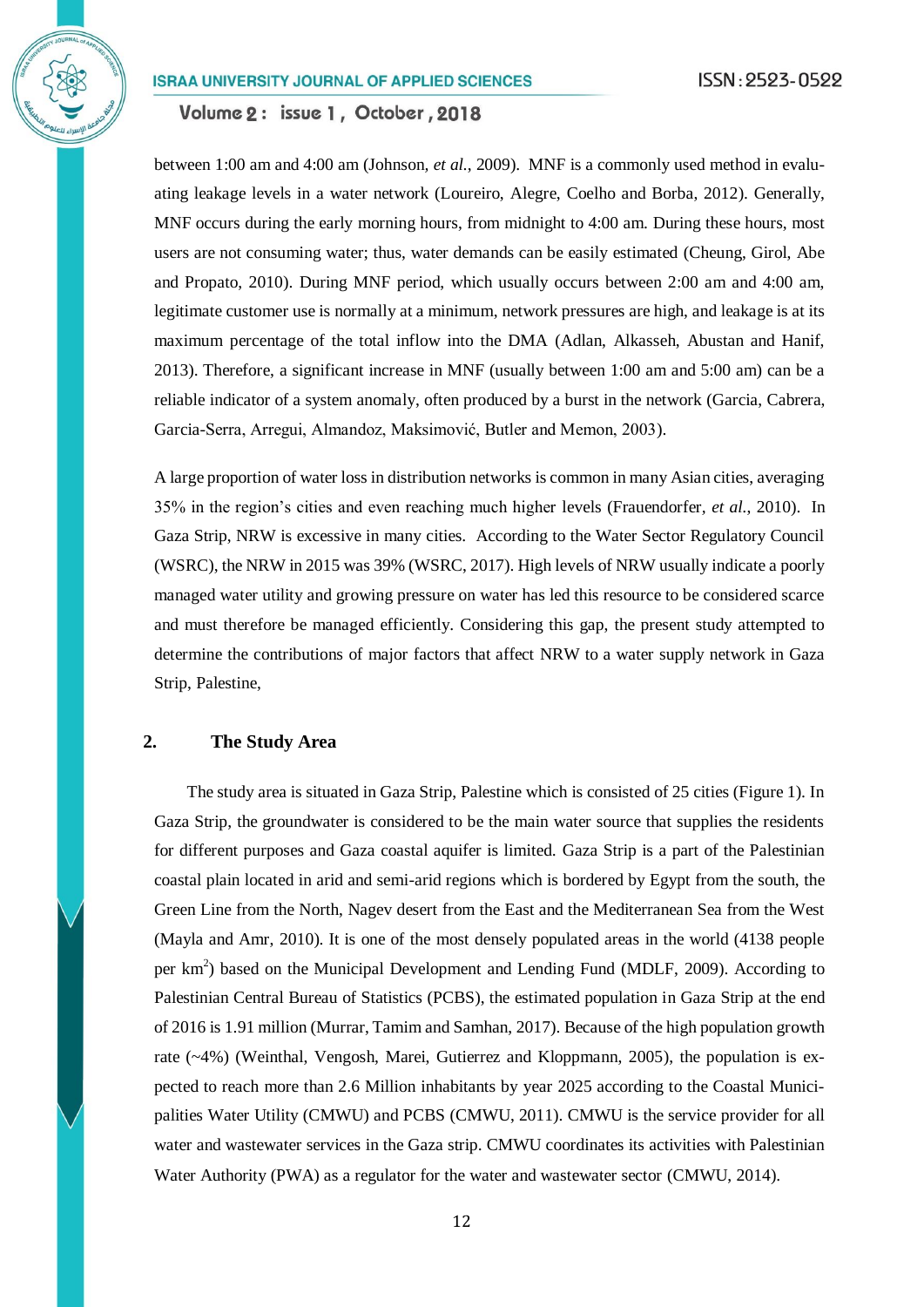between 1:00 am and 4:00 am (Johnson, *et al.*, 2009). MNF is a commonly used method in evaluating leakage levels in a water network (Loureiro, Alegre, Coelho and Borba, 2012). Generally, MNF occurs during the early morning hours, from midnight to 4:00 am. During these hours, most users are not consuming water; thus, water demands can be easily estimated (Cheung, Girol, Abe and Propato, 2010). During MNF period, which usually occurs between 2:00 am and 4:00 am, legitimate customer use is normally at a minimum, network pressures are high, and leakage is at its maximum percentage of the total inflow into the DMA (Adlan, Alkasseh, Abustan and Hanif, 2013). Therefore, a significant increase in MNF (usually between 1:00 am and 5:00 am) can be a reliable indicator of a system anomaly, often produced by a burst in the network (Garcia, Cabrera, Garcia-Serra, Arregui, Almandoz, Maksimović, Butler and Memon, 2003).

A large proportion of water loss in distribution networks is common in many Asian cities, averaging 35% in the region's cities and even reaching much higher levels (Frauendorfer, *et al.*, 2010). In Gaza Strip, NRW is excessive in many cities. According to the Water Sector Regulatory Council (WSRC), the NRW in 2015 was 39% (WSRC, 2017). High levels of NRW usually indicate a poorly managed water utility and growing pressure on water has led this resource to be considered scarce and must therefore be managed efficiently. Considering this gap, the present study attempted to determine the contributions of major factors that affect NRW to a water supply network in Gaza Strip, Palestine,

## 2. The Study Area

The study area is situated in Gaza Strip, Palestine which is consisted of 25 cities (Figure 1). In Gaza Strip, the groundwater is considered to be the main water source that supplies the residents for different purposes and Gaza coastal aquifer is limited. Gaza Strip is a part of the Palestinian coastal plain located in arid and semi-arid regions which is bordered by Egypt from the south, the Green Line from the North, Nagev desert from the East and the Mediterranean Sea from the West (Mayla and Amr, 2010). It is one of the most densely populated areas in the world (4138 people per km$^2$) based on the Municipal Development and Lending Fund (MDLF, 2009). According to Palestinian Central Bureau of Statistics (PCBS), the estimated population in Gaza Strip at the end of 2016 is 1.91 million (Murrar, Tamim and Samhan, 2017). Because of the high population growth rate (~4%) (Weinthal, Vengosh, Marei, Gutierrez and Kloppmann, 2005), the population is expected to reach more than 2.6 Million inhabitants by year 2025 according to the Coastal Municipalities Water Utility (CMWU) and PCBS (CMWU, 2011). CMWU is the service provider for all water and wastewater services in the Gaza strip. CMWU coordinates its activities with Palestinian Water Authority (PWA) as a regulator for the water and wastewater sector (CMWU, 2014).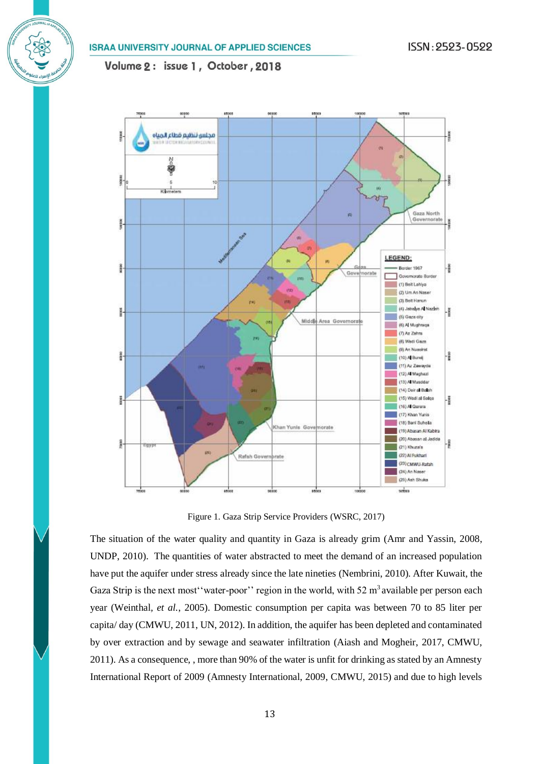Figure 1. Gaza Strip Service Providers (WSRC, 2017)

The situation of the water quality and quantity in Gaza is already grim (Amr and Yassin, 2008, UNDP, 2010). The quantities of water abstracted to meet the demand of an increased population have put the aquifer under stress already since the late nineties (Nembrini, 2010). After Kuwait, the Gaza Strip is the next most''water-poor'' region in the world, with 52 $m^3$ available per person each year (Weinthal, *et al.*, 2005). Domestic consumption per capita was between 70 to 85 liter per capita/ day (CMWU, 2011, UN, 2012). In addition, the aquifer has been depleted and contaminated by over extraction and by sewage and seawater infiltration (Aiash and Mogheir, 2017, CMWU, 2011). As a consequence, , more than 90% of the water is unfit for drinking as stated by an Amnesty International Report of 2009 (Amnesty International, 2009, CMWU, 2015) and due to high levels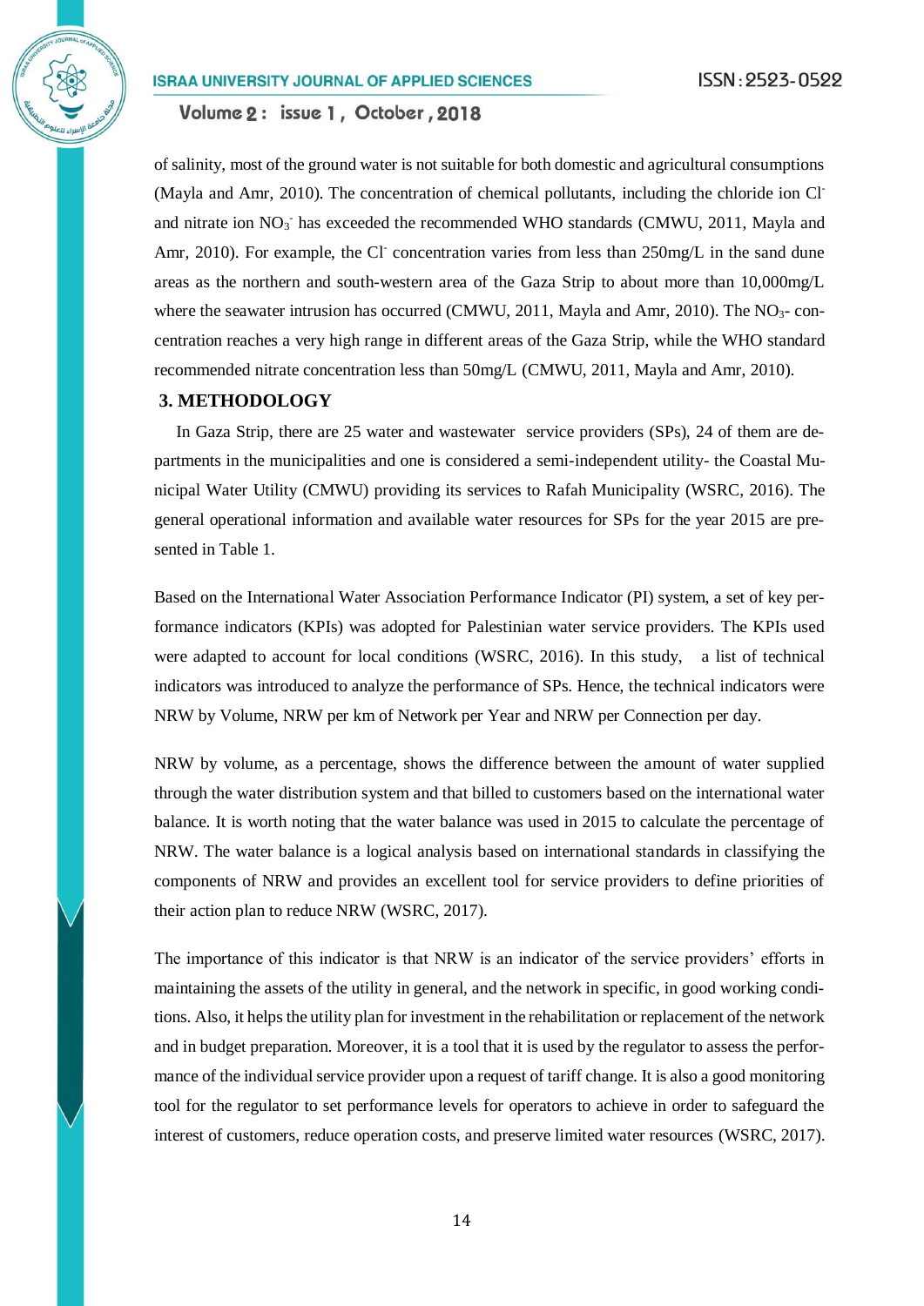of salinity, most of the ground water is not suitable for both domestic and agricultural consumptions (Mayla and Amr, 2010). The concentration of chemical pollutants, including the chloride ion $Cl^-$ and nitrate ion $NO_3^-$ has exceeded the recommended WHO standards (CMWU, 2011, Mayla and Amr, 2010). For example, the $Cl^-$ concentration varies from less than 250mg/L in the sand dune areas as the northern and south-western area of the Gaza Strip to about more than 10,000mg/L where the seawater intrusion has occurred (CMWU, 2011, Mayla and Amr, 2010). The $NO_3$- concentration reaches a very high range in different areas of the Gaza Strip, while the WHO standard recommended nitrate concentration less than 50mg/L (CMWU, 2011, Mayla and Amr, 2010).

## 3. METHODOLOGY

In Gaza Strip, there are 25 water and wastewater service providers (SPs), 24 of them are departments in the municipalities and one is considered a semi-independent utility- the Coastal Municipal Water Utility (CMWU) providing its services to Rafah Municipality (WSRC, 2016). The general operational information and available water resources for SPs for the year 2015 are presented in Table 1.

Based on the International Water Association Performance Indicator (PI) system, a set of key performance indicators (KPIs) was adopted for Palestinian water service providers. The KPIs used were adapted to account for local conditions (WSRC, 2016). In this study, a list of technical indicators was introduced to analyze the performance of SPs. Hence, the technical indicators were NRW by Volume, NRW per km of Network per Year and NRW per Connection per day.

NRW by volume, as a percentage, shows the difference between the amount of water supplied through the water distribution system and that billed to customers based on the international water balance. It is worth noting that the water balance was used in 2015 to calculate the percentage of NRW. The water balance is a logical analysis based on international standards in classifying the components of NRW and provides an excellent tool for service providers to define priorities of their action plan to reduce NRW (WSRC, 2017).

The importance of this indicator is that NRW is an indicator of the service providers' efforts in maintaining the assets of the utility in general, and the network in specific, in good working conditions. Also, it helps the utility plan for investment in the rehabilitation or replacement of the network and in budget preparation. Moreover, it is a tool that it is used by the regulator to assess the performance of the individual service provider upon a request of tariff change. It is also a good monitoring tool for the regulator to set performance levels for operators to achieve in order to safeguard the interest of customers, reduce operation costs, and preserve limited water resources (WSRC, 2017).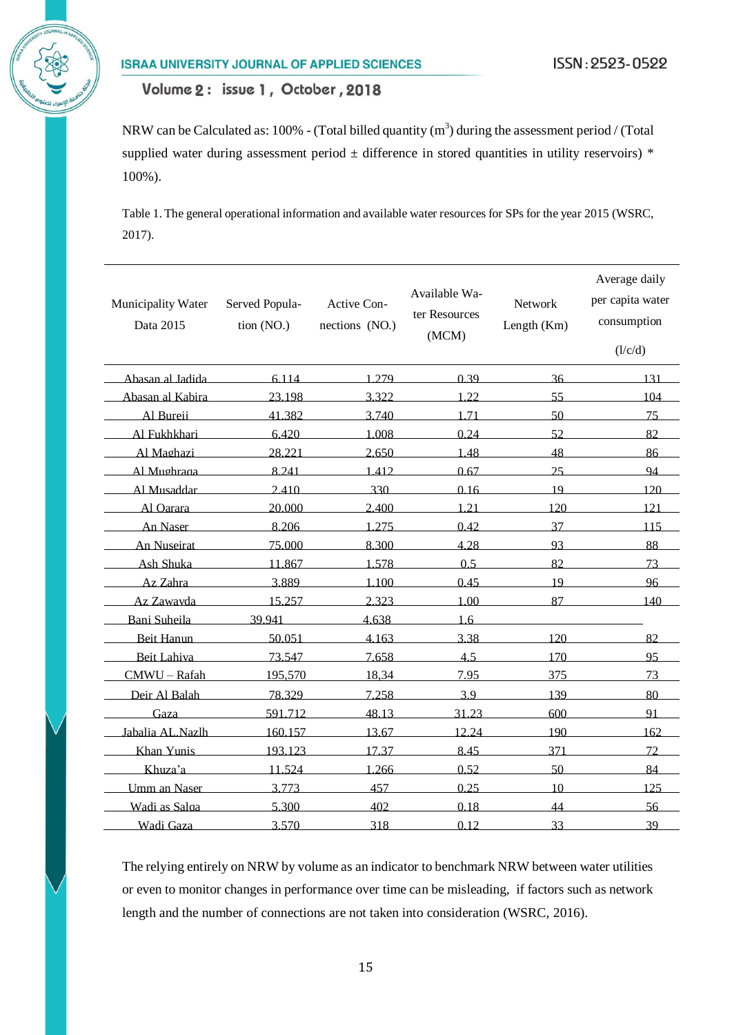NRW can be Calculated as: 100% - (Total billed quantity ($m^3$) during the assessment period / (Total supplied water during assessment period ± difference in stored quantities in utility reservoirs) * 100%).

Table 1. The general operational information and available water resources for SPs for the year 2015 (WSRC, 2017).

| Municipality Water Data 2015 | Served Population (NO.) | Active Connections (NO.) | Available Water Resources (MCM) | Network Length (Km) | Average daily per capita water consumption (l/c/d) |
|---|---|---|---|---|---|
| Abasan al Jadida | 6.114 | 1.279 | 0.39 | 36 | 131 |
| Abasan al Kabira | 23.198 | 3.322 | 1.22 | 55 | 104 |
| Al Bureij | 41.382 | 3.740 | 1.71 | 50 | 75 |
| Al Fukhkhari | 6.420 | 1.008 | 0.24 | 52 | 82 |
| Al Maghazi | 28.221 | 2.650 | 1.48 | 48 | 86 |
| Al Mughraqa | 8.241 | 1.412 | 0.67 | 25 | 94 |
| Al Musaddar | 2.410 | 330 | 0.16 | 19 | 120 |
| Al Qarara | 20.000 | 2.400 | 1.21 | 120 | 121 |
| An Naser | 8.206 | 1.275 | 0.42 | 37 | 115 |
| An Nuseirat | 75.000 | 8.300 | 4.28 | 93 | 88 |
| Ash Shuka | 11.867 | 1.578 | 0.5 | 82 | 73 |
| Az Zahra | 3.889 | 1.100 | 0.45 | 19 | 96 |
| Az Zawayda | 15.257 | 2.323 | 1.00 | 87 | 140 |
| Bani Suheila | 39.941 | 4.638 | 1.6 | | |
| Beit Hanun | 50.051 | 4.163 | 3.38 | 120 | 82 |
| Beit Lahiya | 73.547 | 7.658 | 4.5 | 170 | 95 |
| CMWU – Rafah | 195,570 | 18,34 | 7.95 | 375 | 73 |
| Deir Al Balah | 78.329 | 7.258 | 3.9 | 139 | 80 |
| Gaza | 591.712 | 48.13 | 31.23 | 600 | 91 |
| Jabalia AL.Nazlh | 160.157 | 13.67 | 12.24 | 190 | 162 |
| Khan Yunis | 193.123 | 17.37 | 8.45 | 371 | 72 |
| Khuza'a | 11.524 | 1.266 | 0.52 | 50 | 84 |
| Umm an Naser | 3.773 | 457 | 0.25 | 10 | 125 |
| Wadi as Salqa | 5.300 | 402 | 0.18 | 44 | 56 |
| Wadi Gaza | 3.570 | 318 | 0.12 | 33 | 39 |

The relying entirely on NRW by volume as an indicator to benchmark NRW between water utilities or even to monitor changes in performance over time can be misleading, if factors such as network length and the number of connections are not taken into consideration (WSRC, 2016).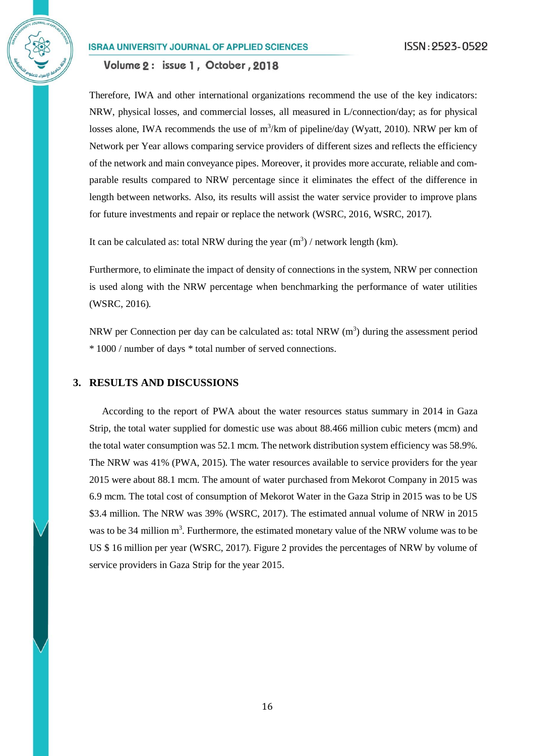Therefore, IWA and other international organizations recommend the use of the key indicators: NRW, physical losses, and commercial losses, all measured in L/connection/day; as for physical losses alone, IWA recommends the use of $m^3$/km of pipeline/day (Wyatt, 2010). NRW per km of Network per Year allows comparing service providers of different sizes and reflects the efficiency of the network and main conveyance pipes. Moreover, it provides more accurate, reliable and comparable results compared to NRW percentage since it eliminates the effect of the difference in length between networks. Also, its results will assist the water service provider to improve plans for future investments and repair or replace the network (WSRC, 2016, WSRC, 2017).

It can be calculated as: total NRW during the year ($m^3$) / network length (km).

Furthermore, to eliminate the impact of density of connections in the system, NRW per connection is used along with the NRW percentage when benchmarking the performance of water utilities (WSRC, 2016).

NRW per Connection per day can be calculated as: total NRW ($m^3$) during the assessment period * 1000 / number of days * total number of served connections.

## 3. RESULTS AND DISCUSSIONS

According to the report of PWA about the water resources status summary in 2014 in Gaza Strip, the total water supplied for domestic use was about 88.466 million cubic meters (mcm) and the total water consumption was 52.1 mcm. The network distribution system efficiency was 58.9%. The NRW was 41% (PWA, 2015). The water resources available to service providers for the year 2015 were about 88.1 mcm. The amount of water purchased from Mekorot Company in 2015 was 6.9 mcm. The total cost of consumption of Mekorot Water in the Gaza Strip in 2015 was to be US $3.4 million. The NRW was 39% (WSRC, 2017). The estimated annual volume of NRW in 2015 was to be 34 million $m^3$. Furthermore, the estimated monetary value of the NRW volume was to be US $ 16 million per year (WSRC, 2017). Figure 2 provides the percentages of NRW by volume of service providers in Gaza Strip for the year 2015.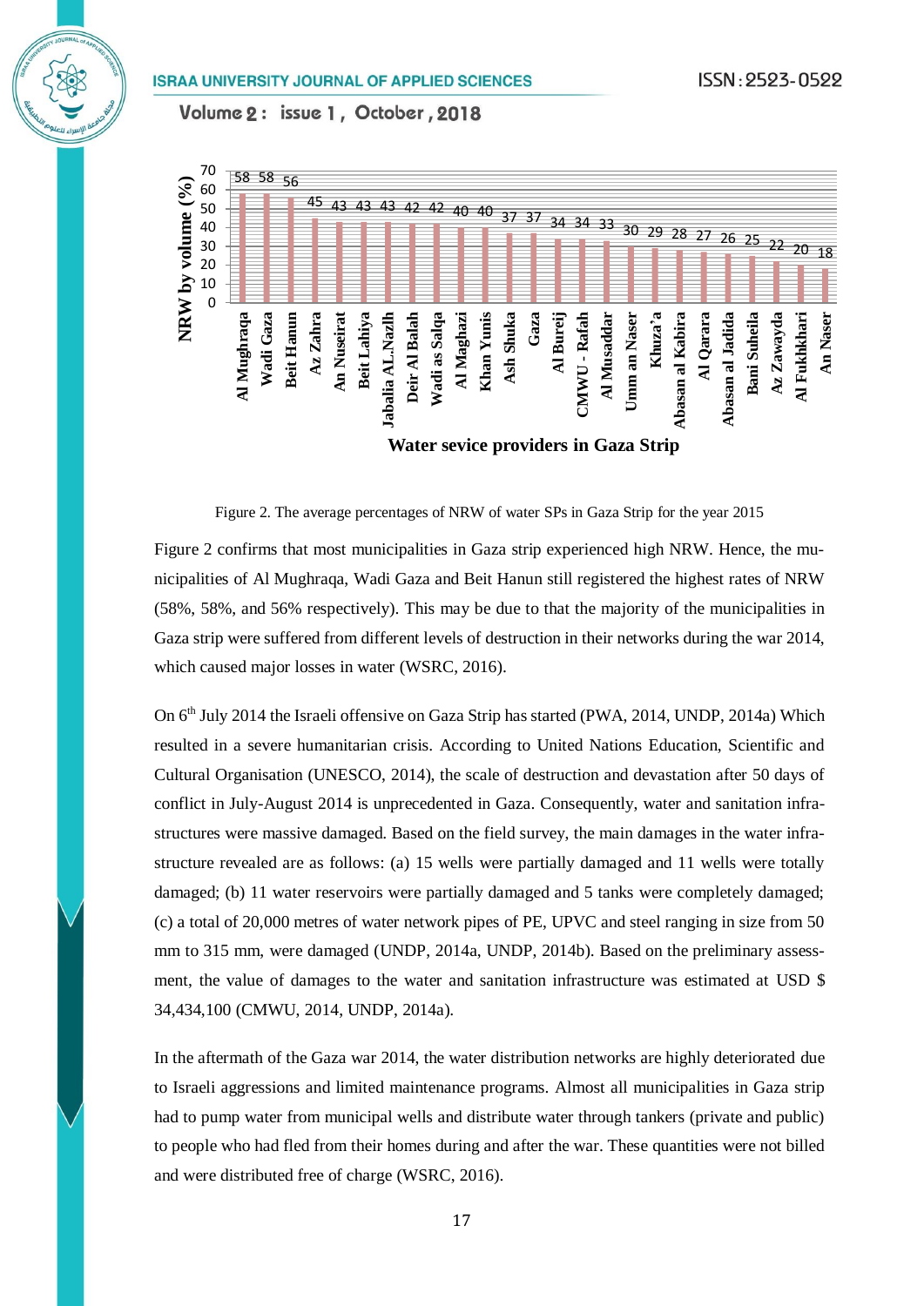Figure 2. The average percentages of NRW of water SPs in Gaza Strip for the year 2015

Figure 2 confirms that most municipalities in Gaza strip experienced high NRW. Hence, the municipalities of Al Mughraqa, Wadi Gaza and Beit Hanun still registered the highest rates of NRW (58%, 58%, and 56% respectively). This may be due to that the majority of the municipalities in Gaza strip were suffered from different levels of destruction in their networks during the war 2014, which caused major losses in water (WSRC, 2016).

On 6th July 2014 the Israeli offensive on Gaza Strip has started (PWA, 2014, UNDP, 2014a) Which resulted in a severe humanitarian crisis. According to United Nations Education, Scientific and Cultural Organisation (UNESCO, 2014), the scale of destruction and devastation after 50 days of conflict in July-August 2014 is unprecedented in Gaza. Consequently, water and sanitation infrastructures were massive damaged. Based on the field survey, the main damages in the water infrastructure revealed are as follows: (a) 15 wells were partially damaged and 11 wells were totally damaged; (b) 11 water reservoirs were partially damaged and 5 tanks were completely damaged; (c) a total of 20,000 metres of water network pipes of PE, UPVC and steel ranging in size from 50 mm to 315 mm, were damaged (UNDP, 2014a, UNDP, 2014b). Based on the preliminary assessment, the value of damages to the water and sanitation infrastructure was estimated at USD $ 34,434,100 (CMWU, 2014, UNDP, 2014a).

In the aftermath of the Gaza war 2014, the water distribution networks are highly deteriorated due to Israeli aggressions and limited maintenance programs. Almost all municipalities in Gaza strip had to pump water from municipal wells and distribute water through tankers (private and public) to people who had fled from their homes during and after the war. These quantities were not billed and were distributed free of charge (WSRC, 2016).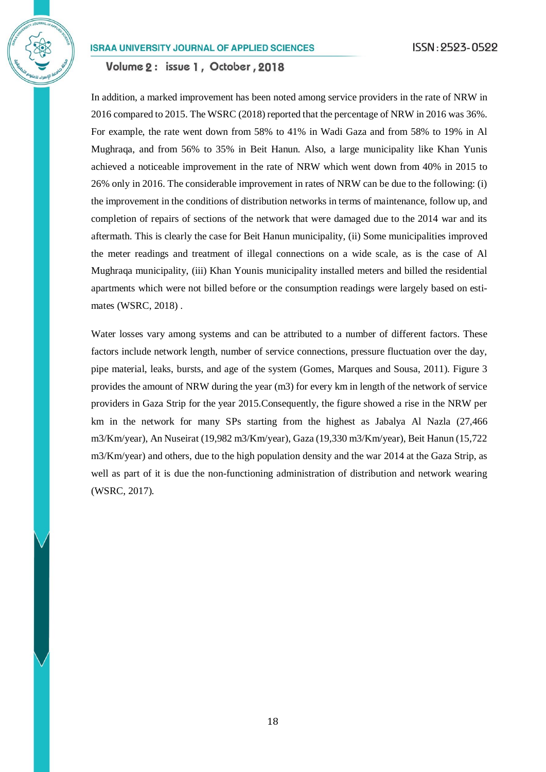In addition, a marked improvement has been noted among service providers in the rate of NRW in 2016 compared to 2015. The WSRC (2018) reported that the percentage of NRW in 2016 was 36%. For example, the rate went down from 58% to 41% in Wadi Gaza and from 58% to 19% in Al Mughraqa, and from 56% to 35% in Beit Hanun. Also, a large municipality like Khan Yunis achieved a noticeable improvement in the rate of NRW which went down from 40% in 2015 to 26% only in 2016. The considerable improvement in rates of NRW can be due to the following: (i) the improvement in the conditions of distribution networks in terms of maintenance, follow up, and completion of repairs of sections of the network that were damaged due to the 2014 war and its aftermath. This is clearly the case for Beit Hanun municipality, (ii) Some municipalities improved the meter readings and treatment of illegal connections on a wide scale, as is the case of Al Mughraqa municipality, (iii) Khan Younis municipality installed meters and billed the residential apartments which were not billed before or the consumption readings were largely based on estimates (WSRC, 2018) .

Water losses vary among systems and can be attributed to a number of different factors. These factors include network length, number of service connections, pressure fluctuation over the day, pipe material, leaks, bursts, and age of the system (Gomes, Marques and Sousa, 2011). Figure 3 provides the amount of NRW during the year (m3) for every km in length of the network of service providers in Gaza Strip for the year 2015.Consequently, the figure showed a rise in the NRW per km in the network for many SPs starting from the highest as Jabalya Al Nazla (27,466 m3/Km/year), An Nuseirat (19,982 m3/Km/year), Gaza (19,330 m3/Km/year), Beit Hanun (15,722 m3/Km/year) and others, due to the high population density and the war 2014 at the Gaza Strip, as well as part of it is due the non-functioning administration of distribution and network wearing (WSRC, 2017).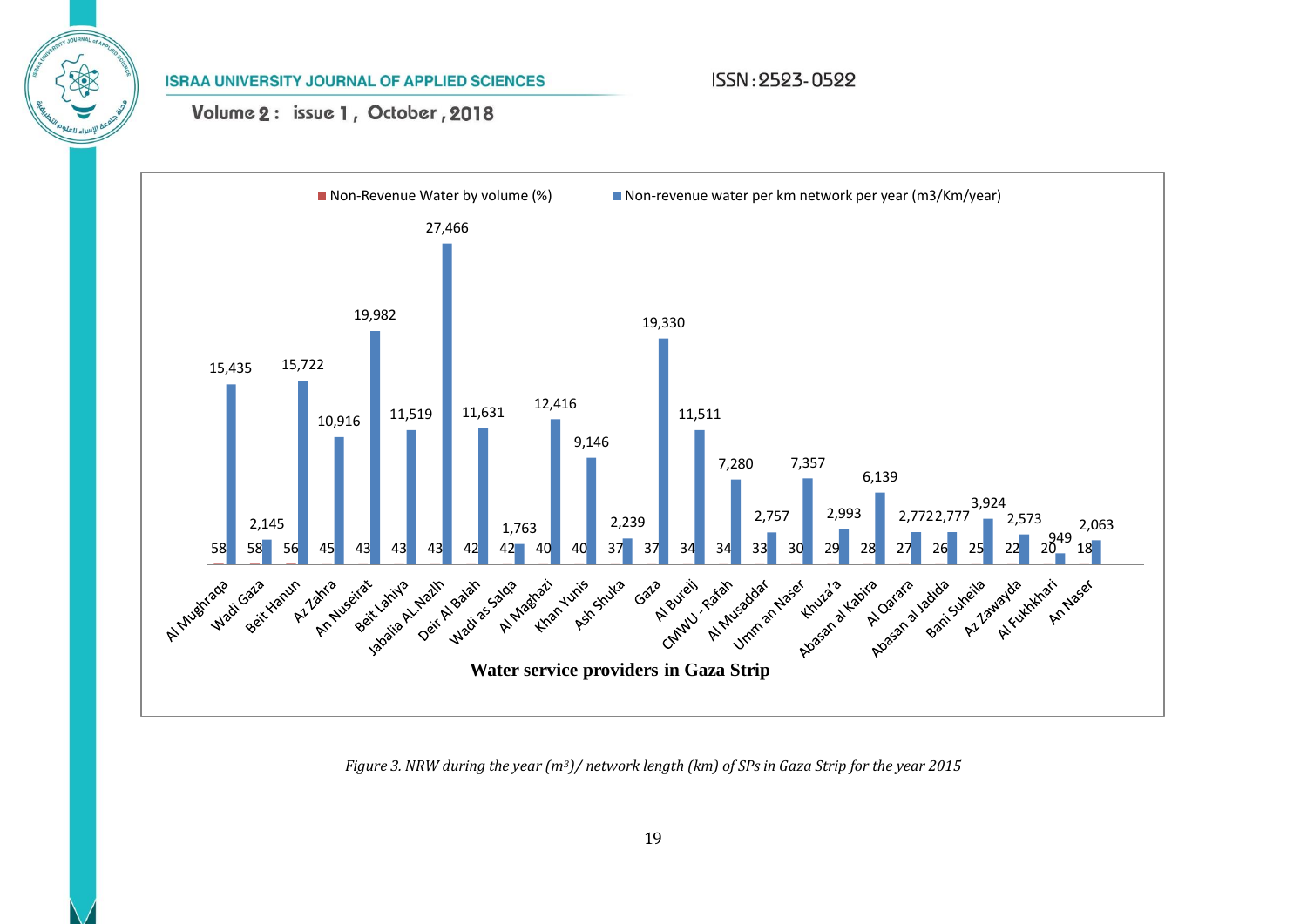| Water service providers in Gaza Strip | Non-Revenue Water by volume (%) | Non-revenue water per km network per year (m3/Km/year) |
|---|---|---|
| Al Mughraqa | 58 | 15,435 |
| Wadi Gaza | 58 | 2,145 |
| Beit Hanun | 56 | 15,722 |
| Az Zahra | 45 | 10,916 |
| An Nuseirat | 43 | 19,982 |
| Beit Lahiya | 43 | 11,519 |
| Jabalia AL.Nazlh | 43 | 27,466 |
| Deir Al Balah | 42 | 11,631 |
| Wadi as Salqa | 42 | 1,763 |
| Al Maghazi | 40 | 12,416 |
| Khan Yunis | 40 | 9,146 |
| Ash Shuka | 37 | 2,239 |
| Gaza | 37 | 19,330 |
| Al Bureij | 34 | 11,511 |
| CMWU - Rafah | 34 | 7,280 |
| Al Musaddar | 33 | 2,757 |
| Umm an Naser | 30 | 7,357 |
| Khuza'a | 29 | 2,993 |
| Abasan al Kabira | 28 | 6,139 |
| Al Qarara | 27 | 2,772 |
| Abasan al Jadida | 26 | 2,777 |
| Bani Suheila | 25 | 3,924 |
| Az Zawayda | 22 | 2,573 |
| Al Fukhkhari | 20 | 949 |
| An Naser | 18 | 2,063 |

*Figure 3. NRW during the year ($m^3$)/ network length (km) of SPs in Gaza Strip for the year 2015*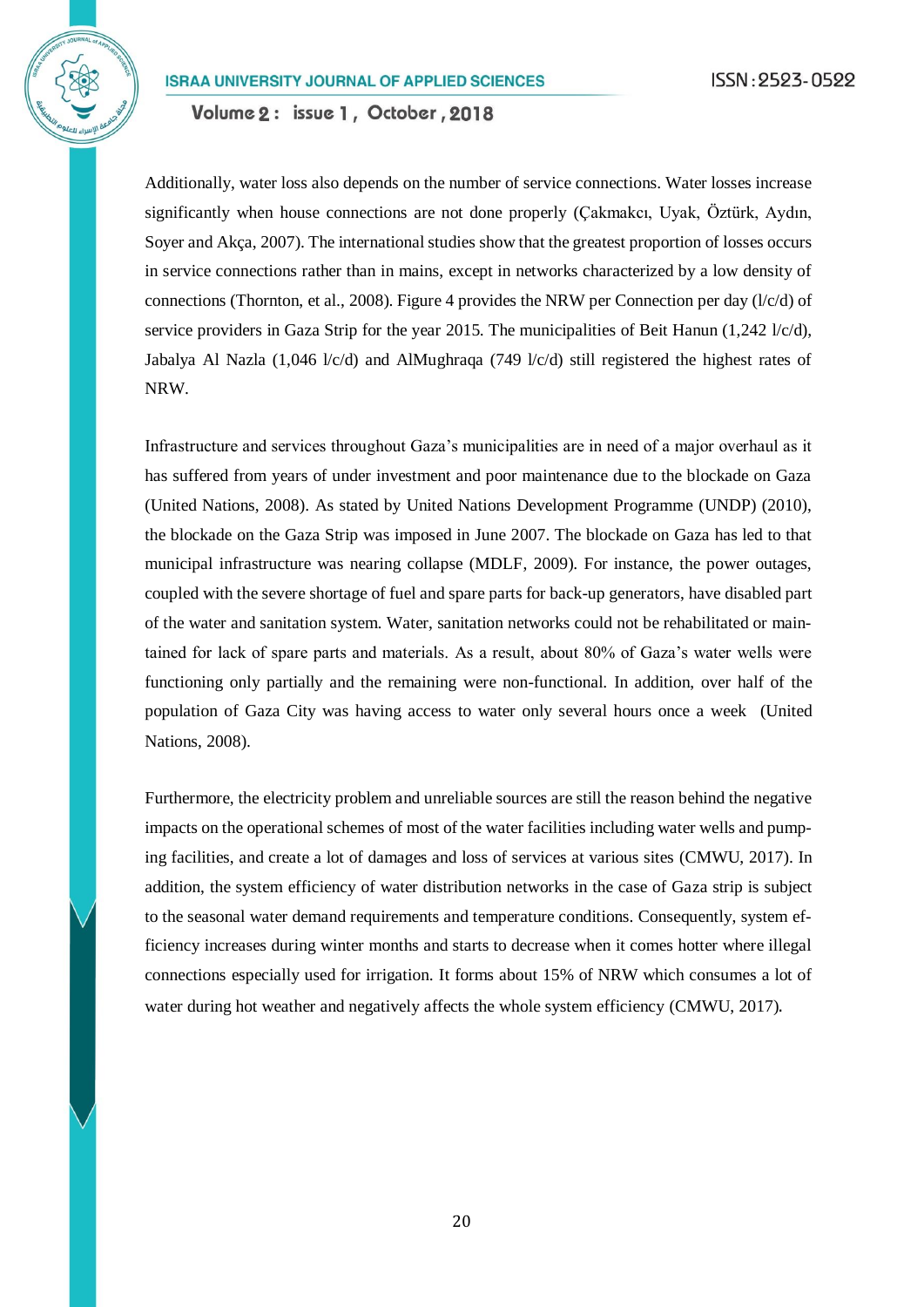Additionally, water loss also depends on the number of service connections. Water losses increase significantly when house connections are not done properly (Çakmakcı, Uyak, Öztürk, Aydın, Soyer and Akça, 2007). The international studies show that the greatest proportion of losses occurs in service connections rather than in mains, except in networks characterized by a low density of connections (Thornton, et al., 2008). Figure 4 provides the NRW per Connection per day (l/c/d) of service providers in Gaza Strip for the year 2015. The municipalities of Beit Hanun (1,242 l/c/d), Jabalya Al Nazla (1,046 l/c/d) and AlMughraqa (749 l/c/d) still registered the highest rates of NRW.

Infrastructure and services throughout Gaza's municipalities are in need of a major overhaul as it has suffered from years of under investment and poor maintenance due to the blockade on Gaza (United Nations, 2008). As stated by United Nations Development Programme (UNDP) (2010), the blockade on the Gaza Strip was imposed in June 2007. The blockade on Gaza has led to that municipal infrastructure was nearing collapse (MDLF, 2009). For instance, the power outages, coupled with the severe shortage of fuel and spare parts for back-up generators, have disabled part of the water and sanitation system. Water, sanitation networks could not be rehabilitated or maintained for lack of spare parts and materials. As a result, about 80% of Gaza's water wells were functioning only partially and the remaining were non-functional. In addition, over half of the population of Gaza City was having access to water only several hours once a week (United Nations, 2008).

Furthermore, the electricity problem and unreliable sources are still the reason behind the negative impacts on the operational schemes of most of the water facilities including water wells and pumping facilities, and create a lot of damages and loss of services at various sites (CMWU, 2017). In addition, the system efficiency of water distribution networks in the case of Gaza strip is subject to the seasonal water demand requirements and temperature conditions. Consequently, system efficiency increases during winter months and starts to decrease when it comes hotter where illegal connections especially used for irrigation. It forms about 15% of NRW which consumes a lot of water during hot weather and negatively affects the whole system efficiency (CMWU, 2017).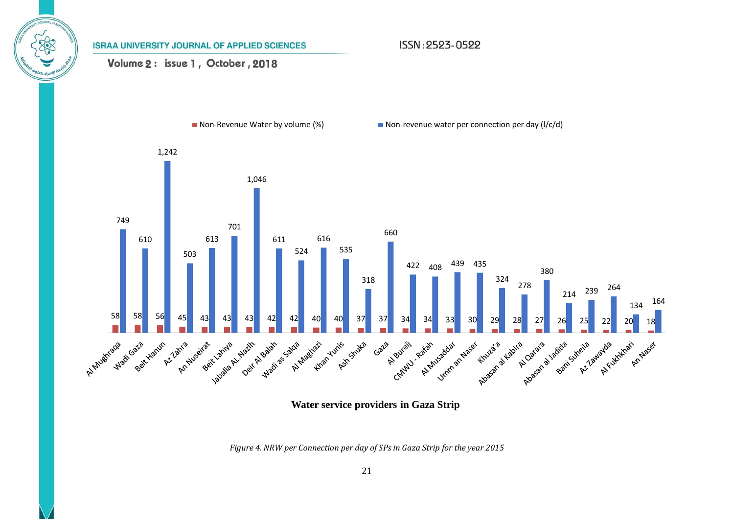| Water service providers in Gaza Strip | Non-Revenue Water by volume (%) | Non-revenue water per connection per day (l/c/d) |
| --- | --- | --- |
| Al Mughraqa | 58 | 749 |
| Wadi Gaza | 58 | 610 |
| Beit Hanun | 56 | 1,242 |
| Az Zahra | 45 | 503 |
| An Nuseirat | 43 | 613 |
| Beit Lahiya | 43 | 701 |
| Jabalia AL.Nazlh | 43 | 1,046 |
| Deir Al Balah | 42 | 611 |
| Wadi as Salqa | 42 | 524 |
| Al Maghazi | 40 | 616 |
| Khan Yunis | 40 | 535 |
| Ash Shuka | 37 | 318 |
| Gaza | 37 | 660 |
| Al Bureij | 34 | 422 |
| CMWU - Rafah | 34 | 408 |
| Al Musaddar | 33 | 439 |
| Umm an Naser | 30 | 435 |
| Khuza'a | 29 | 324 |
| Abasan al Kabira | 28 | 278 |
| Al Qarara | 27 | 380 |
| Abasan al Jadida | 26 | 214 |
| Bani Suheila | 25 | 239 |
| Az Zawayda | 22 | 264 |
| Al Fukhkhari | 20 | 134 |
| An Naser | 18 | 164 |

**Water service providers in Gaza Strip**

*Figure 4. NRW per Connection per day of SPs in Gaza Strip for the year 2015*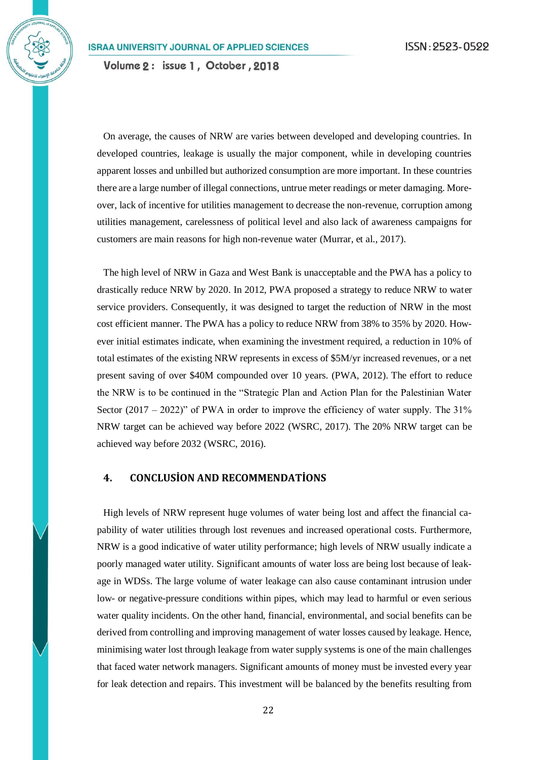On average, the causes of NRW are varies between developed and developing countries. In developed countries, leakage is usually the major component, while in developing countries apparent losses and unbilled but authorized consumption are more important. In these countries there are a large number of illegal connections, untrue meter readings or meter damaging. Moreover, lack of incentive for utilities management to decrease the non-revenue, corruption among utilities management, carelessness of political level and also lack of awareness campaigns for customers are main reasons for high non-revenue water (Murrar, et al., 2017).

The high level of NRW in Gaza and West Bank is unacceptable and the PWA has a policy to drastically reduce NRW by 2020. In 2012, PWA proposed a strategy to reduce NRW to water service providers. Consequently, it was designed to target the reduction of NRW in the most cost efficient manner. The PWA has a policy to reduce NRW from 38% to 35% by 2020. However initial estimates indicate, when examining the investment required, a reduction in 10% of total estimates of the existing NRW represents in excess of $5M/yr increased revenues, or a net present saving of over $40M compounded over 10 years. (PWA, 2012). The effort to reduce the NRW is to be continued in the "Strategic Plan and Action Plan for the Palestinian Water Sector (2017 – 2022)" of PWA in order to improve the efficiency of water supply. The 31% NRW target can be achieved way before 2022 (WSRC, 2017). The 20% NRW target can be achieved way before 2032 (WSRC, 2016).

## 4. CONCLUSİON AND RECOMMENDATİONS

High levels of NRW represent huge volumes of water being lost and affect the financial capability of water utilities through lost revenues and increased operational costs. Furthermore, NRW is a good indicative of water utility performance; high levels of NRW usually indicate a poorly managed water utility. Significant amounts of water loss are being lost because of leakage in WDSs. The large volume of water leakage can also cause contaminant intrusion under low- or negative-pressure conditions within pipes, which may lead to harmful or even serious water quality incidents. On the other hand, financial, environmental, and social benefits can be derived from controlling and improving management of water losses caused by leakage. Hence, minimising water lost through leakage from water supply systems is one of the main challenges that faced water network managers. Significant amounts of money must be invested every year for leak detection and repairs. This investment will be balanced by the benefits resulting from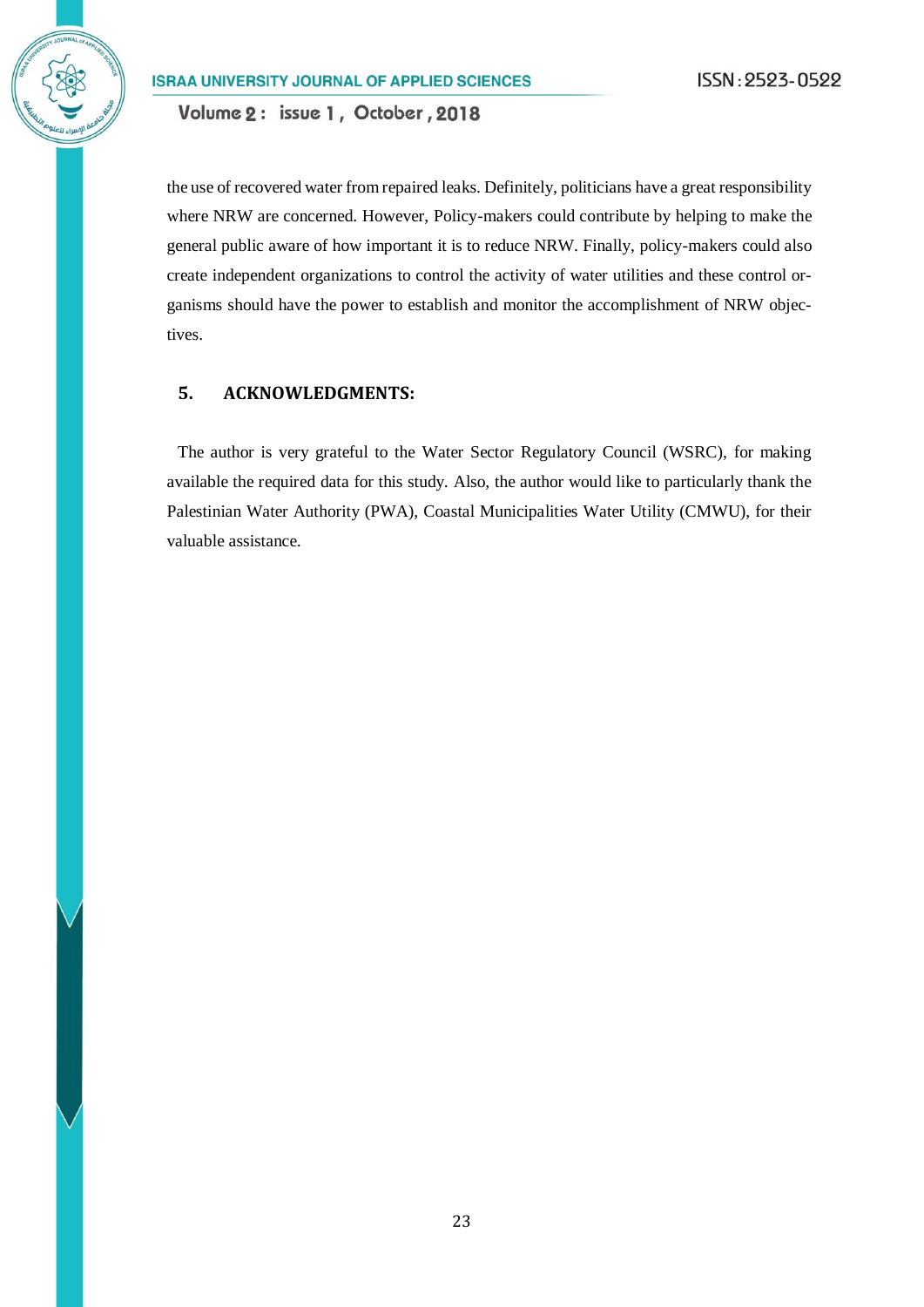the use of recovered water from repaired leaks. Definitely, politicians have a great responsibility where NRW are concerned. However, Policy-makers could contribute by helping to make the general public aware of how important it is to reduce NRW. Finally, policy-makers could also create independent organizations to control the activity of water utilities and these control organisms should have the power to establish and monitor the accomplishment of NRW objectives.

## 5. ACKNOWLEDGMENTS:

The author is very grateful to the Water Sector Regulatory Council (WSRC), for making available the required data for this study. Also, the author would like to particularly thank the Palestinian Water Authority (PWA), Coastal Municipalities Water Utility (CMWU), for their valuable assistance.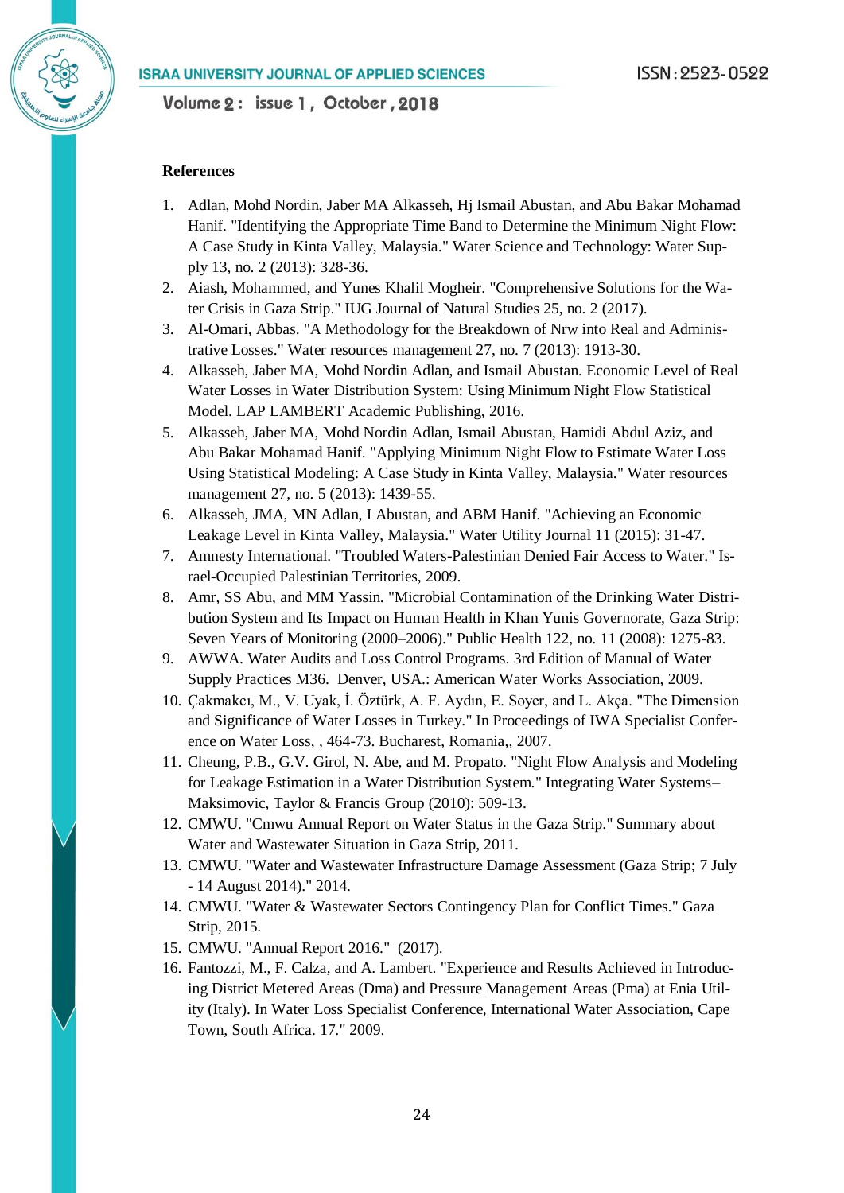## References

1. Adlan, Mohd Nordin, Jaber MA Alkasseh, Hj Ismail Abustan, and Abu Bakar Mohamad Hanif. "Identifying the Appropriate Time Band to Determine the Minimum Night Flow: A Case Study in Kinta Valley, Malaysia." Water Science and Technology: Water Supply 13, no. 2 (2013): 328-36.
2. Aiash, Mohammed, and Yunes Khalil Mogheir. "Comprehensive Solutions for the Water Crisis in Gaza Strip." IUG Journal of Natural Studies 25, no. 2 (2017).
3. Al-Omari, Abbas. "A Methodology for the Breakdown of Nrw into Real and Administrative Losses." Water resources management 27, no. 7 (2013): 1913-30.
4. Alkasseh, Jaber MA, Mohd Nordin Adlan, and Ismail Abustan. Economic Level of Real Water Losses in Water Distribution System: Using Minimum Night Flow Statistical Model. LAP LAMBERT Academic Publishing, 2016.
5. Alkasseh, Jaber MA, Mohd Nordin Adlan, Ismail Abustan, Hamidi Abdul Aziz, and Abu Bakar Mohamad Hanif. "Applying Minimum Night Flow to Estimate Water Loss Using Statistical Modeling: A Case Study in Kinta Valley, Malaysia." Water resources management 27, no. 5 (2013): 1439-55.
6. Alkasseh, JMA, MN Adlan, I Abustan, and ABM Hanif. "Achieving an Economic Leakage Level in Kinta Valley, Malaysia." Water Utility Journal 11 (2015): 31-47.
7. Amnesty International. "Troubled Waters-Palestinian Denied Fair Access to Water." Israel-Occupied Palestinian Territories, 2009.
8. Amr, SS Abu, and MM Yassin. "Microbial Contamination of the Drinking Water Distribution System and Its Impact on Human Health in Khan Yunis Governorate, Gaza Strip: Seven Years of Monitoring (2000–2006)." Public Health 122, no. 11 (2008): 1275-83.
9. AWWA. Water Audits and Loss Control Programs. 3rd Edition of Manual of Water Supply Practices M36. Denver, USA.: American Water Works Association, 2009.
10. Çakmakcı, M., V. Uyak, İ. Öztürk, A. F. Aydın, E. Soyer, and L. Akça. "The Dimension and Significance of Water Losses in Turkey." In Proceedings of IWA Specialist Conference on Water Loss, , 464-73. Bucharest, Romania,, 2007.
11. Cheung, P.B., G.V. Girol, N. Abe, and M. Propato. "Night Flow Analysis and Modeling for Leakage Estimation in a Water Distribution System." Integrating Water Systems–Maksimovic, Taylor & Francis Group (2010): 509-13.
12. CMWU. "Cmwu Annual Report on Water Status in the Gaza Strip." Summary about Water and Wastewater Situation in Gaza Strip, 2011.
13. CMWU. "Water and Wastewater Infrastructure Damage Assessment (Gaza Strip; 7 July - 14 August 2014)." 2014.
14. CMWU. "Water & Wastewater Sectors Contingency Plan for Conflict Times." Gaza Strip, 2015.
15. CMWU. "Annual Report 2016." (2017).
16. Fantozzi, M., F. Calza, and A. Lambert. "Experience and Results Achieved in Introducing District Metered Areas (Dma) and Pressure Management Areas (Pma) at Enia Utility (Italy). In Water Loss Specialist Conference, International Water Association, Cape Town, South Africa. 17." 2009.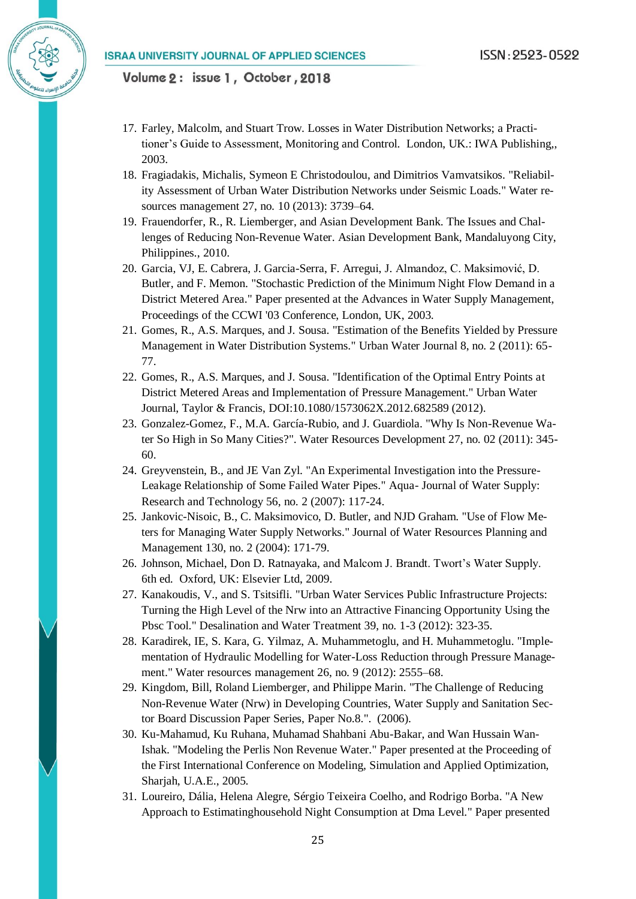17. Farley, Malcolm, and Stuart Trow. Losses in Water Distribution Networks; a Practitioner's Guide to Assessment, Monitoring and Control. London, UK.: IWA Publishing,, 2003.
18. Fragiadakis, Michalis, Symeon E Christodoulou, and Dimitrios Vamvatsikos. "Reliability Assessment of Urban Water Distribution Networks under Seismic Loads." Water resources management 27, no. 10 (2013): 3739–64.
19. Frauendorfer, R., R. Liemberger, and Asian Development Bank. The Issues and Challenges of Reducing Non-Revenue Water. Asian Development Bank, Mandaluyong City, Philippines., 2010.
20. Garcia, VJ, E. Cabrera, J. Garcia-Serra, F. Arregui, J. Almandoz, C. Maksimović, D. Butler, and F. Memon. "Stochastic Prediction of the Minimum Night Flow Demand in a District Metered Area." Paper presented at the Advances in Water Supply Management, Proceedings of the CCWI '03 Conference, London, UK, 2003.
21. Gomes, R., A.S. Marques, and J. Sousa. "Estimation of the Benefits Yielded by Pressure Management in Water Distribution Systems." Urban Water Journal 8, no. 2 (2011): 65-77.
22. Gomes, R., A.S. Marques, and J. Sousa. "Identification of the Optimal Entry Points at District Metered Areas and Implementation of Pressure Management." Urban Water Journal, Taylor & Francis, DOI:10.1080/1573062X.2012.682589 (2012).
23. Gonzalez-Gomez, F., M.A. García-Rubio, and J. Guardiola. "Why Is Non-Revenue Water So High in So Many Cities?". Water Resources Development 27, no. 02 (2011): 345-60.
24. Greyvenstein, B., and JE Van Zyl. "An Experimental Investigation into the Pressure-Leakage Relationship of Some Failed Water Pipes." Aqua- Journal of Water Supply: Research and Technology 56, no. 2 (2007): 117-24.
25. Jankovic-Nisoic, B., C. Maksimovico, D. Butler, and NJD Graham. "Use of Flow Meters for Managing Water Supply Networks." Journal of Water Resources Planning and Management 130, no. 2 (2004): 171-79.
26. Johnson, Michael, Don D. Ratnayaka, and Malcom J. Brandt. Twort's Water Supply. 6th ed. Oxford, UK: Elsevier Ltd, 2009.
27. Kanakoudis, V., and S. Tsitsifli. "Urban Water Services Public Infrastructure Projects: Turning the High Level of the Nrw into an Attractive Financing Opportunity Using the Pbsc Tool." Desalination and Water Treatment 39, no. 1-3 (2012): 323-35.
28. Karadirek, IE, S. Kara, G. Yilmaz, A. Muhammetoglu, and H. Muhammetoglu. "Implementation of Hydraulic Modelling for Water-Loss Reduction through Pressure Management." Water resources management 26, no. 9 (2012): 2555–68.
29. Kingdom, Bill, Roland Liemberger, and Philippe Marin. "The Challenge of Reducing Non-Revenue Water (Nrw) in Developing Countries, Water Supply and Sanitation Sector Board Discussion Paper Series, Paper No.8.". (2006).
30. Ku-Mahamud, Ku Ruhana, Muhamad Shahbani Abu-Bakar, and Wan Hussain Wan-Ishak. "Modeling the Perlis Non Revenue Water." Paper presented at the Proceeding of the First International Conference on Modeling, Simulation and Applied Optimization, Sharjah, U.A.E., 2005.
31. Loureiro, Dália, Helena Alegre, Sérgio Teixeira Coelho, and Rodrigo Borba. "A New Approach to Estimatinghousehold Night Consumption at Dma Level." Paper presented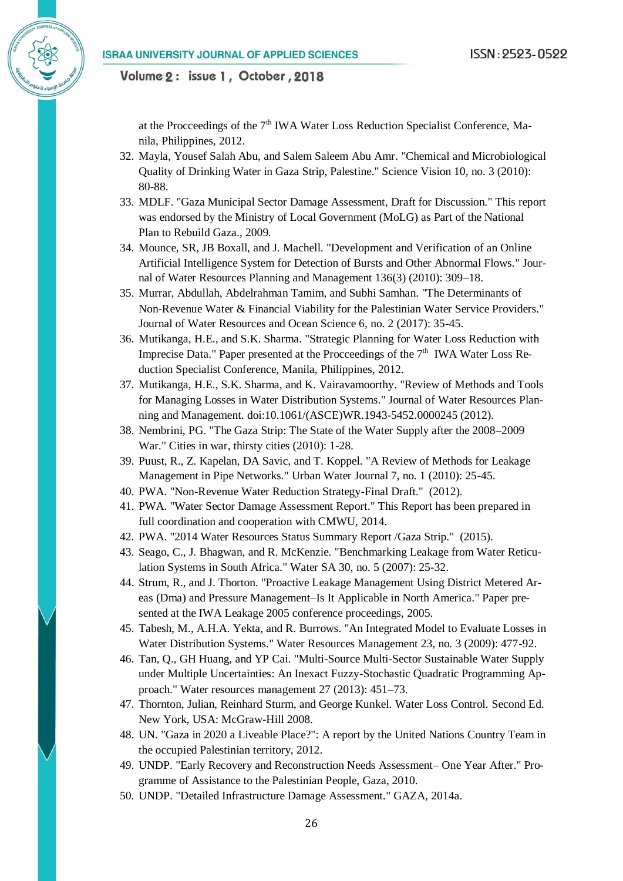at the Procceedings of the 7th IWA Water Loss Reduction Specialist Conference, Manila, Philippines, 2012.

32. Mayla, Yousef Salah Abu, and Salem Saleem Abu Amr. "Chemical and Microbiological Quality of Drinking Water in Gaza Strip, Palestine." Science Vision 10, no. 3 (2010): 80-88.
33. MDLF. "Gaza Municipal Sector Damage Assessment, Draft for Discussion." This report was endorsed by the Ministry of Local Government (MoLG) as Part of the National Plan to Rebuild Gaza., 2009.
34. Mounce, SR, JB Boxall, and J. Machell. "Development and Verification of an Online Artificial Intelligence System for Detection of Bursts and Other Abnormal Flows." Journal of Water Resources Planning and Management 136(3) (2010): 309–18.
35. Murrar, Abdullah, Abdelrahman Tamim, and Subhi Samhan. "The Determinants of Non-Revenue Water & Financial Viability for the Palestinian Water Service Providers." Journal of Water Resources and Ocean Science 6, no. 2 (2017): 35-45.
36. Mutikanga, H.E., and S.K. Sharma. "Strategic Planning for Water Loss Reduction with Imprecise Data." Paper presented at the Procceedings of the 7th IWA Water Loss Reduction Specialist Conference, Manila, Philippines, 2012.
37. Mutikanga, H.E., S.K. Sharma, and K. Vairavamoorthy. "Review of Methods and Tools for Managing Losses in Water Distribution Systems." Journal of Water Resources Planning and Management. doi:10.1061/(ASCE)WR.1943-5452.0000245 (2012).
38. Nembrini, PG. "The Gaza Strip: The State of the Water Supply after the 2008–2009 War." Cities in war, thirsty cities (2010): 1-28.
39. Puust, R., Z. Kapelan, DA Savic, and T. Koppel. "A Review of Methods for Leakage Management in Pipe Networks." Urban Water Journal 7, no. 1 (2010): 25-45.
40. PWA. "Non-Revenue Water Reduction Strategy-Final Draft." (2012).
41. PWA. "Water Sector Damage Assessment Report." This Report has been prepared in full coordination and cooperation with CMWU, 2014.
42. PWA. "2014 Water Resources Status Summary Report /Gaza Strip." (2015).
43. Seago, C., J. Bhagwan, and R. McKenzie. "Benchmarking Leakage from Water Reticulation Systems in South Africa." Water SA 30, no. 5 (2007): 25-32.
44. Strum, R., and J. Thorton. "Proactive Leakage Management Using District Metered Areas (Dma) and Pressure Management–Is It Applicable in North America." Paper presented at the IWA Leakage 2005 conference proceedings, 2005.
45. Tabesh, M., A.H.A. Yekta, and R. Burrows. "An Integrated Model to Evaluate Losses in Water Distribution Systems." Water Resources Management 23, no. 3 (2009): 477-92.
46. Tan, Q., GH Huang, and YP Cai. "Multi-Source Multi-Sector Sustainable Water Supply under Multiple Uncertainties: An Inexact Fuzzy-Stochastic Quadratic Programming Approach." Water resources management 27 (2013): 451–73.
47. Thornton, Julian, Reinhard Sturm, and George Kunkel. Water Loss Control. Second Ed. New York, USA: McGraw-Hill 2008.
48. UN. "Gaza in 2020 a Liveable Place?": A report by the United Nations Country Team in the occupied Palestinian territory, 2012.
49. UNDP. "Early Recovery and Reconstruction Needs Assessment– One Year After." Programme of Assistance to the Palestinian People, Gaza, 2010.
50. UNDP. "Detailed Infrastructure Damage Assessment." GAZA, 2014a.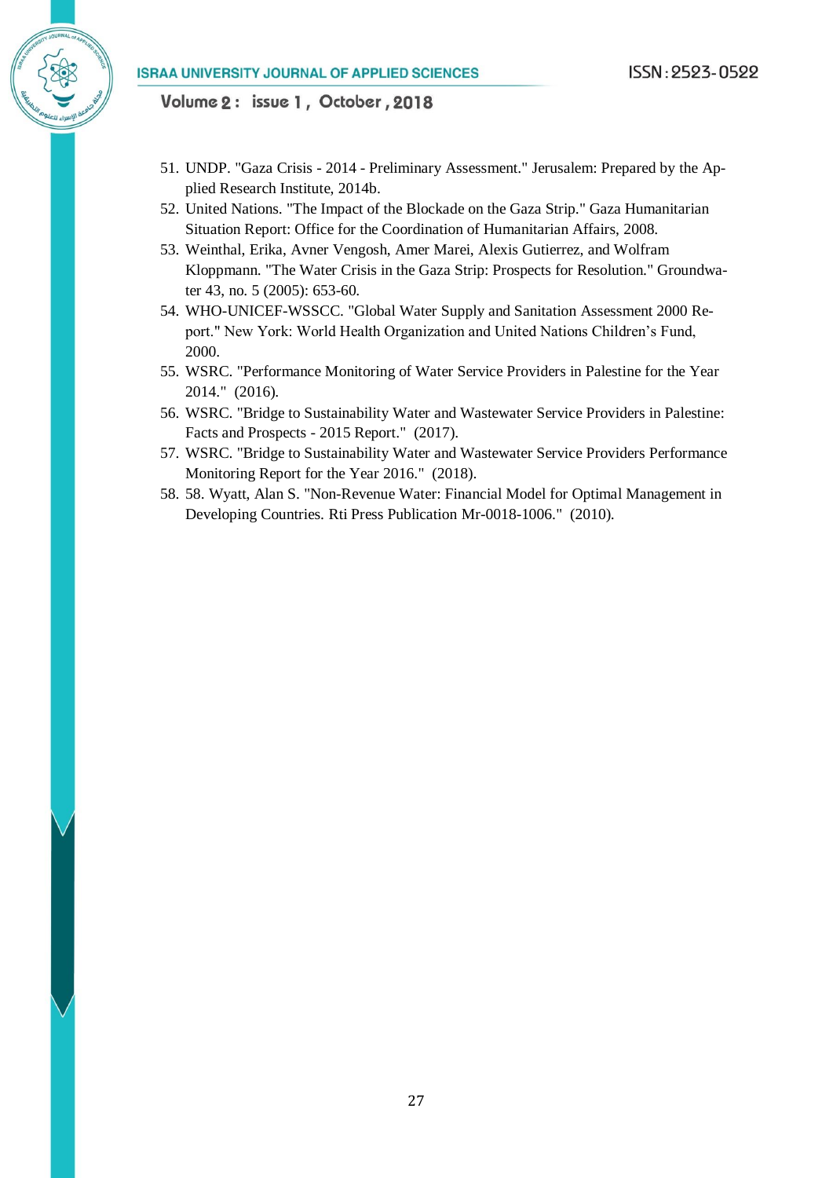51. UNDP. "Gaza Crisis - 2014 - Preliminary Assessment." Jerusalem: Prepared by the Applied Research Institute, 2014b.
52. United Nations. "The Impact of the Blockade on the Gaza Strip." Gaza Humanitarian Situation Report: Office for the Coordination of Humanitarian Affairs, 2008.
53. Weinthal, Erika, Avner Vengosh, Amer Marei, Alexis Gutierrez, and Wolfram Kloppmann. "The Water Crisis in the Gaza Strip: Prospects for Resolution." Groundwater 43, no. 5 (2005): 653-60.
54. WHO-UNICEF-WSSCC. "Global Water Supply and Sanitation Assessment 2000 Report." New York: World Health Organization and United Nations Children's Fund, 2000.
55. WSRC. "Performance Monitoring of Water Service Providers in Palestine for the Year 2014." (2016).
56. WSRC. "Bridge to Sustainability Water and Wastewater Service Providers in Palestine: Facts and Prospects - 2015 Report." (2017).
57. WSRC. "Bridge to Sustainability Water and Wastewater Service Providers Performance Monitoring Report for the Year 2016." (2018).
58. 58. Wyatt, Alan S. "Non-Revenue Water: Financial Model for Optimal Management in Developing Countries. Rti Press Publication Mr-0018-1006." (2010).